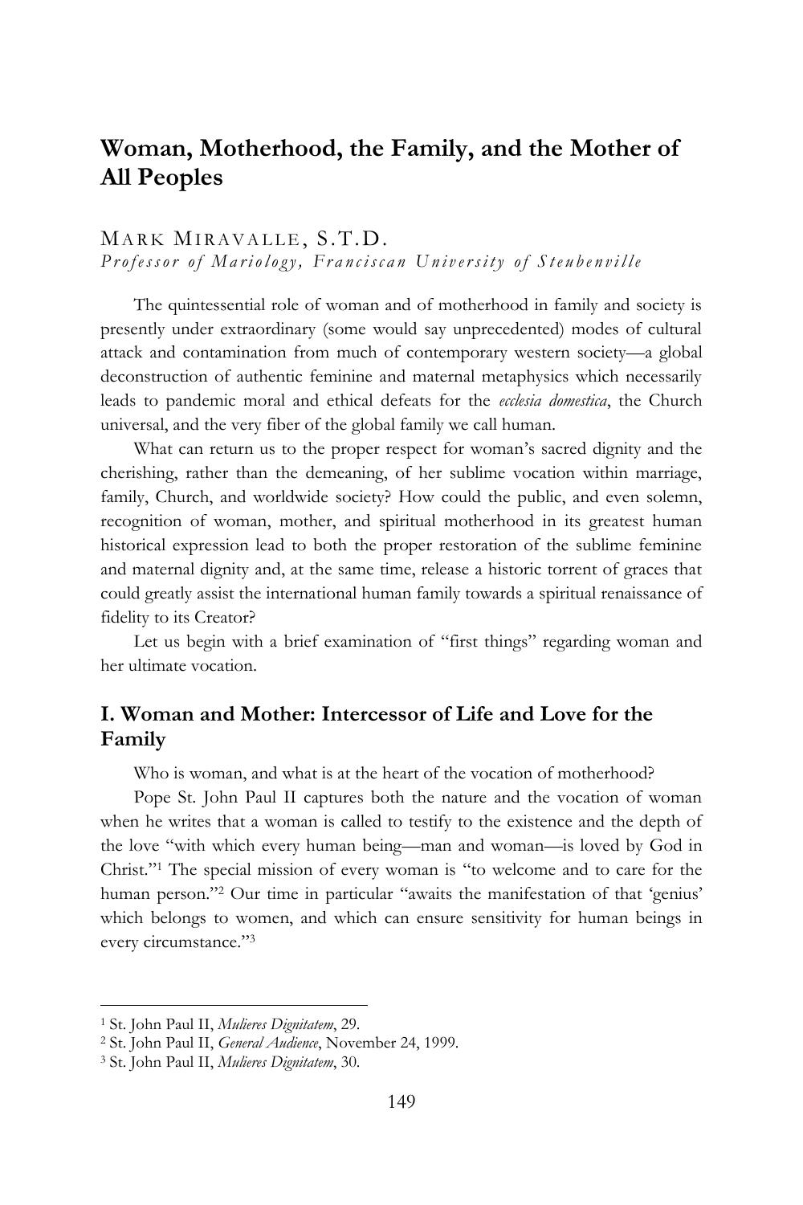# Woman, Motherhood, the Family, and the Mother of All Peoples

MARK MIRAVALLE, S.T.D.
*Professor of Mariology, Franciscan University of Steubenville*

The quintessential role of woman and of motherhood in family and society is presently under extraordinary (some would say unprecedented) modes of cultural attack and contamination from much of contemporary western society—a global deconstruction of authentic feminine and maternal metaphysics which necessarily leads to pandemic moral and ethical defeats for the *ecclesia domestica*, the Church universal, and the very fiber of the global family we call human.

What can return us to the proper respect for woman's sacred dignity and the cherishing, rather than the demeaning, of her sublime vocation within marriage, family, Church, and worldwide society? How could the public, and even solemn, recognition of woman, mother, and spiritual motherhood in its greatest human historical expression lead to both the proper restoration of the sublime feminine and maternal dignity and, at the same time, release a historic torrent of graces that could greatly assist the international human family towards a spiritual renaissance of fidelity to its Creator?

Let us begin with a brief examination of "first things" regarding woman and her ultimate vocation.

## I. Woman and Mother: Intercessor of Life and Love for the Family

Who is woman, and what is at the heart of the vocation of motherhood?

Pope St. John Paul II captures both the nature and the vocation of woman when he writes that a woman is called to testify to the existence and the depth of the love "with which every human being—man and woman—is loved by God in Christ."[1] The special mission of every woman is "to welcome and to care for the human person."[2] Our time in particular "awaits the manifestation of that 'genius' which belongs to women, and which can ensure sensitivity for human beings in every circumstance."[3]

---

[1] St. John Paul II, *Mulieres Dignitatem*, 29.

[2] St. John Paul II, *General Audience*, November 24, 1999.

[3] St. John Paul II, *Mulieres Dignitatem*, 30.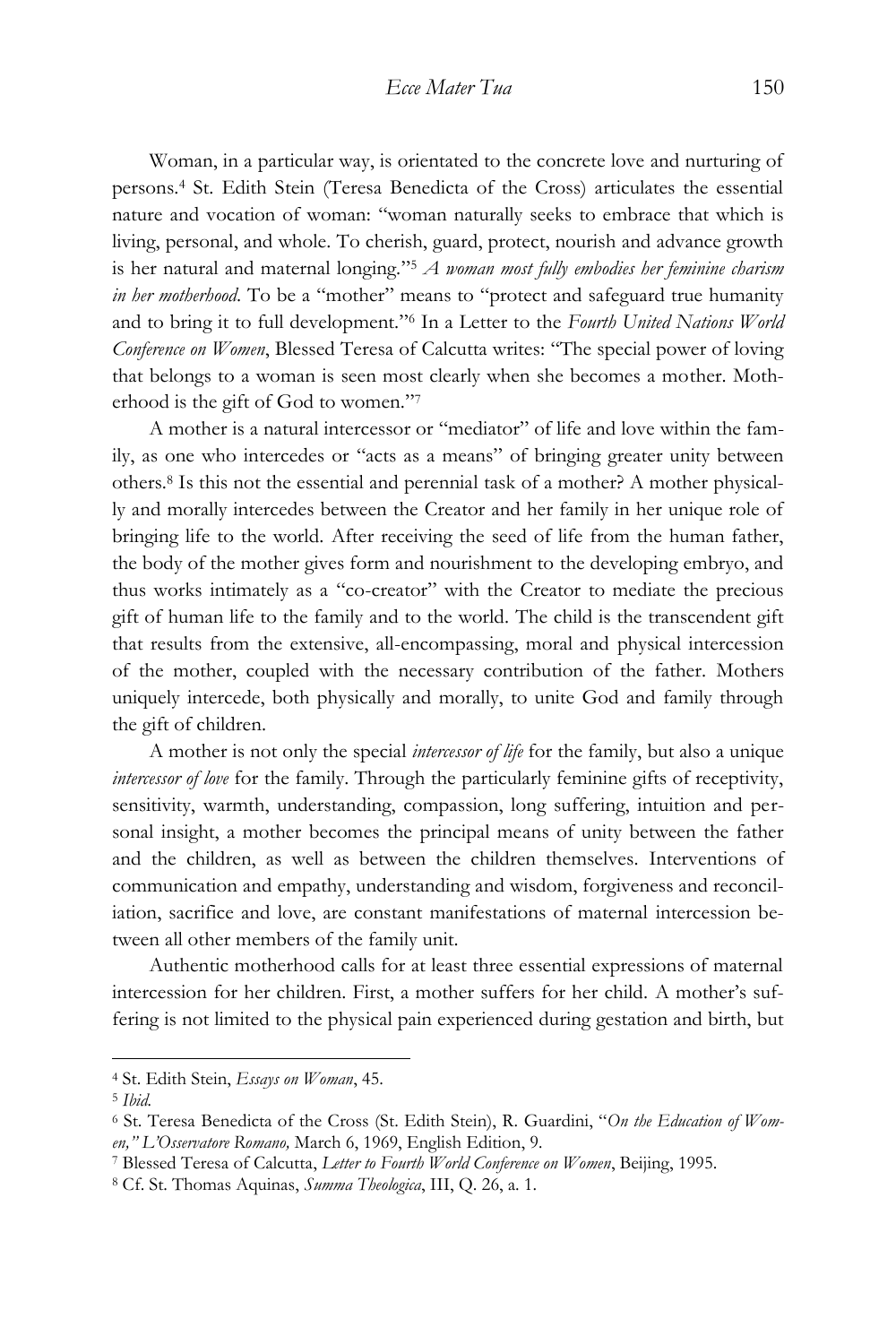Woman, in a particular way, is orientated to the concrete love and nurturing of persons.[4] St. Edith Stein (Teresa Benedicta of the Cross) articulates the essential nature and vocation of woman: "woman naturally seeks to embrace that which is living, personal, and whole. To cherish, guard, protect, nourish and advance growth is her natural and maternal longing."[5] *A woman most fully embodies her feminine charism in her motherhood*. To be a "mother" means to "protect and safeguard true humanity and to bring it to full development."[6] In a Letter to the *Fourth United Nations World Conference on Women*, Blessed Teresa of Calcutta writes: "The special power of loving that belongs to a woman is seen most clearly when she becomes a mother. Motherhood is the gift of God to women."[7]

A mother is a natural intercessor or "mediator" of life and love within the family, as one who intercedes or "acts as a means" of bringing greater unity between others.[8] Is this not the essential and perennial task of a mother? A mother physically and morally intercedes between the Creator and her family in her unique role of bringing life to the world. After receiving the seed of life from the human father, the body of the mother gives form and nourishment to the developing embryo, and thus works intimately as a "co-creator" with the Creator to mediate the precious gift of human life to the family and to the world. The child is the transcendent gift that results from the extensive, all-encompassing, moral and physical intercession of the mother, coupled with the necessary contribution of the father. Mothers uniquely intercede, both physically and morally, to unite God and family through the gift of children.

A mother is not only the special *intercessor of life* for the family, but also a unique *intercessor of love* for the family. Through the particularly feminine gifts of receptivity, sensitivity, warmth, understanding, compassion, long suffering, intuition and personal insight, a mother becomes the principal means of unity between the father and the children, as well as between the children themselves. Interventions of communication and empathy, understanding and wisdom, forgiveness and reconciliation, sacrifice and love, are constant manifestations of maternal intercession between all other members of the family unit.

Authentic motherhood calls for at least three essential expressions of maternal intercession for her children. First, a mother suffers for her child. A mother's suffering is not limited to the physical pain experienced during gestation and birth, but

---

[4] St. Edith Stein, *Essays on Woman*, 45.

[5] *Ibid.*

[6] St. Teresa Benedicta of the Cross (St. Edith Stein), R. Guardini, "*On the Education of Women," L'Osservatore Romano,* March 6, 1969, English Edition, 9.

[7] Blessed Teresa of Calcutta, *Letter to Fourth World Conference on Women*, Beijing, 1995.

[8] Cf. St. Thomas Aquinas, *Summa Theologica*, III, Q. 26, a. 1.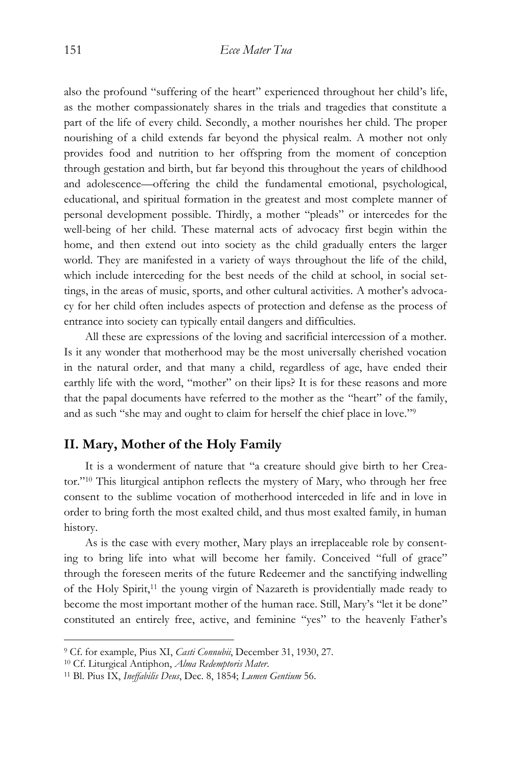also the profound "suffering of the heart" experienced throughout her child's life, as the mother compassionately shares in the trials and tragedies that constitute a part of the life of every child. Secondly, a mother nourishes her child. The proper nourishing of a child extends far beyond the physical realm. A mother not only provides food and nutrition to her offspring from the moment of conception through gestation and birth, but far beyond this throughout the years of childhood and adolescence—offering the child the fundamental emotional, psychological, educational, and spiritual formation in the greatest and most complete manner of personal development possible. Thirdly, a mother "pleads" or intercedes for the well-being of her child. These maternal acts of advocacy first begin within the home, and then extend out into society as the child gradually enters the larger world. They are manifested in a variety of ways throughout the life of the child, which include interceding for the best needs of the child at school, in social settings, in the areas of music, sports, and other cultural activities. A mother's advocacy for her child often includes aspects of protection and defense as the process of entrance into society can typically entail dangers and difficulties.

All these are expressions of the loving and sacrificial intercession of a mother. Is it any wonder that motherhood may be the most universally cherished vocation in the natural order, and that many a child, regardless of age, have ended their earthly life with the word, "mother" on their lips? It is for these reasons and more that the papal documents have referred to the mother as the "heart" of the family, and as such "she may and ought to claim for herself the chief place in love."[9]

## II. Mary, Mother of the Holy Family

It is a wonderment of nature that "a creature should give birth to her Creator."[10] This liturgical antiphon reflects the mystery of Mary, who through her free consent to the sublime vocation of motherhood interceded in life and in love in order to bring forth the most exalted child, and thus most exalted family, in human history.

As is the case with every mother, Mary plays an irreplaceable role by consenting to bring life into what will become her family. Conceived "full of grace" through the foreseen merits of the future Redeemer and the sanctifying indwelling of the Holy Spirit,[11] the young virgin of Nazareth is providentially made ready to become the most important mother of the human race. Still, Mary's "let it be done" constituted an entirely free, active, and feminine "yes" to the heavenly Father's

---

[9] Cf. for example, Pius XI, *Casti Connubii*, December 31, 1930, 27.

[10] Cf. Liturgical Antiphon, *Alma Redemptoris Mater*.

[11] Bl. Pius IX, *Ineffabilis Deus*, Dec. 8, 1854; *Lumen Gentium* 56.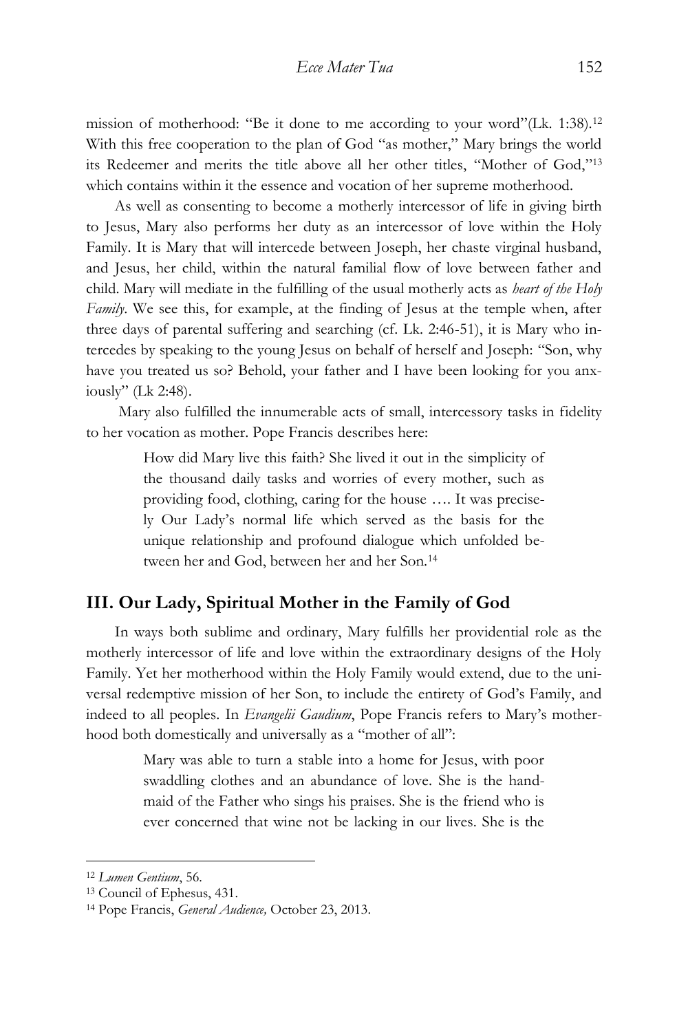mission of motherhood: "Be it done to me according to your word"(Lk. 1:38).[12] With this free cooperation to the plan of God "as mother," Mary brings the world its Redeemer and merits the title above all her other titles, "Mother of God,"[13] which contains within it the essence and vocation of her supreme motherhood.

As well as consenting to become a motherly intercessor of life in giving birth to Jesus, Mary also performs her duty as an intercessor of love within the Holy Family. It is Mary that will intercede between Joseph, her chaste virginal husband, and Jesus, her child, within the natural familial flow of love between father and child. Mary will mediate in the fulfilling of the usual motherly acts as *heart of the Holy Family*. We see this, for example, at the finding of Jesus at the temple when, after three days of parental suffering and searching (cf. Lk. 2:46-51), it is Mary who intercedes by speaking to the young Jesus on behalf of herself and Joseph: "Son, why have you treated us so? Behold, your father and I have been looking for you anxiously" (Lk 2:48).

Mary also fulfilled the innumerable acts of small, intercessory tasks in fidelity to her vocation as mother. Pope Francis describes here:

> How did Mary live this faith? She lived it out in the simplicity of the thousand daily tasks and worries of every mother, such as providing food, clothing, caring for the house …. It was precisely Our Lady's normal life which served as the basis for the unique relationship and profound dialogue which unfolded between her and God, between her and her Son.[14]

## III. Our Lady, Spiritual Mother in the Family of God

In ways both sublime and ordinary, Mary fulfills her providential role as the motherly intercessor of life and love within the extraordinary designs of the Holy Family. Yet her motherhood within the Holy Family would extend, due to the universal redemptive mission of her Son, to include the entirety of God's Family, and indeed to all peoples. In *Evangelii Gaudium*, Pope Francis refers to Mary's motherhood both domestically and universally as a "mother of all":

> Mary was able to turn a stable into a home for Jesus, with poor swaddling clothes and an abundance of love. She is the handmaid of the Father who sings his praises. She is the friend who is ever concerned that wine not be lacking in our lives. She is the

---

[12] *Lumen Gentium*, 56.

[13] Council of Ephesus, 431.

[14] Pope Francis, *General Audience,* October 23, 2013.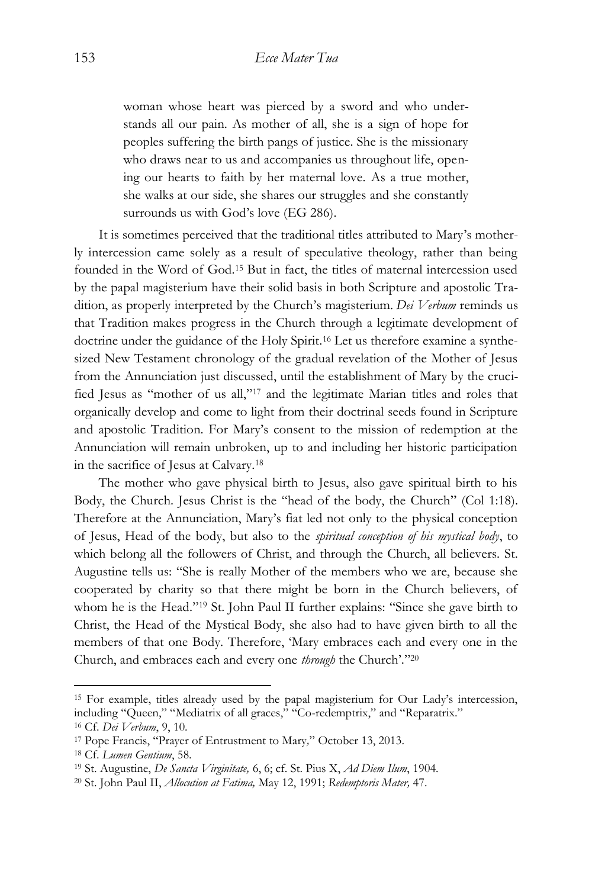> woman whose heart was pierced by a sword and who understands all our pain. As mother of all, she is a sign of hope for peoples suffering the birth pangs of justice. She is the missionary who draws near to us and accompanies us throughout life, opening our hearts to faith by her maternal love. As a true mother, she walks at our side, she shares our struggles and she constantly surrounds us with God's love (EG 286).

It is sometimes perceived that the traditional titles attributed to Mary's motherly intercession came solely as a result of speculative theology, rather than being founded in the Word of God.[15] But in fact, the titles of maternal intercession used by the papal magisterium have their solid basis in both Scripture and apostolic Tradition, as properly interpreted by the Church's magisterium. *Dei Verbum* reminds us that Tradition makes progress in the Church through a legitimate development of doctrine under the guidance of the Holy Spirit.[16] Let us therefore examine a synthesized New Testament chronology of the gradual revelation of the Mother of Jesus from the Annunciation just discussed, until the establishment of Mary by the crucified Jesus as "mother of us all,"[17] and the legitimate Marian titles and roles that organically develop and come to light from their doctrinal seeds found in Scripture and apostolic Tradition. For Mary's consent to the mission of redemption at the Annunciation will remain unbroken, up to and including her historic participation in the sacrifice of Jesus at Calvary.[18]

The mother who gave physical birth to Jesus, also gave spiritual birth to his Body, the Church. Jesus Christ is the "head of the body, the Church" (Col 1:18). Therefore at the Annunciation, Mary's fiat led not only to the physical conception of Jesus, Head of the body, but also to the *spiritual conception of his mystical body*, to which belong all the followers of Christ, and through the Church, all believers. St. Augustine tells us: "She is really Mother of the members who we are, because she cooperated by charity so that there might be born in the Church believers, of whom he is the Head."[19] St. John Paul II further explains: "Since she gave birth to Christ, the Head of the Mystical Body, she also had to have given birth to all the members of that one Body. Therefore, 'Mary embraces each and every one in the Church, and embraces each and every one *through* the Church'."[20]

---

[15] For example, titles already used by the papal magisterium for Our Lady's intercession, including "Queen," "Mediatrix of all graces," "Co-redemptrix," and "Reparatrix."

[16] Cf. *Dei Verbum*, 9, 10.

[17] Pope Francis, "Prayer of Entrustment to Mary," October 13, 2013.

[18] Cf. *Lumen Gentium*, 58.

[19] St. Augustine, *De Sancta Virginitate,* 6, 6; cf. St. Pius X, *Ad Diem Ilum*, 1904.

[20] St. John Paul II, *Allocution at Fatima,* May 12, 1991; *Redemptoris Mater,* 47.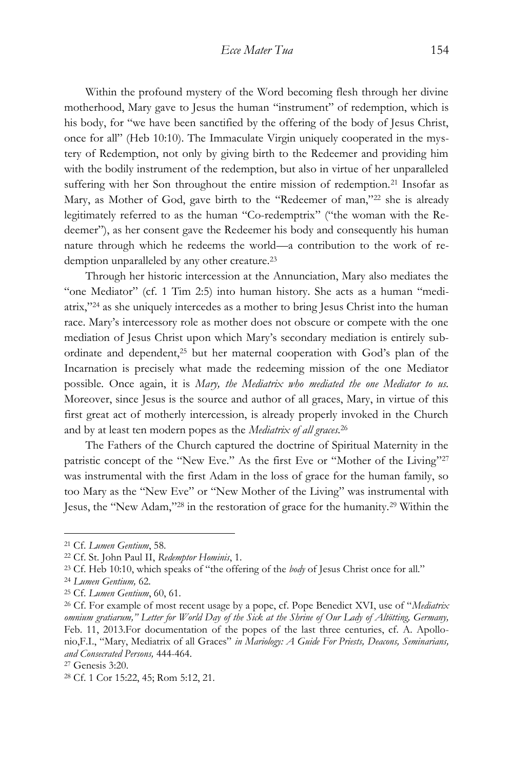Within the profound mystery of the Word becoming flesh through her divine motherhood, Mary gave to Jesus the human "instrument" of redemption, which is his body, for "we have been sanctified by the offering of the body of Jesus Christ, once for all" (Heb 10:10). The Immaculate Virgin uniquely cooperated in the mystery of Redemption, not only by giving birth to the Redeemer and providing him with the bodily instrument of the redemption, but also in virtue of her unparalleled suffering with her Son throughout the entire mission of redemption.[21] Insofar as Mary, as Mother of God, gave birth to the "Redeemer of man,"[22] she is already legitimately referred to as the human "Co-redemptrix" ("the woman with the Redeemer"), as her consent gave the Redeemer his body and consequently his human nature through which he redeems the world—a contribution to the work of redemption unparalleled by any other creature.[23]

Through her historic intercession at the Annunciation, Mary also mediates the "one Mediator" (cf. 1 Tim 2:5) into human history. She acts as a human "mediatrix,"[24] as she uniquely intercedes as a mother to bring Jesus Christ into the human race. Mary's intercessory role as mother does not obscure or compete with the one mediation of Jesus Christ upon which Mary's secondary mediation is entirely subordinate and dependent,[25] but her maternal cooperation with God's plan of the Incarnation is precisely what made the redeeming mission of the one Mediator possible. Once again, it is *Mary, the Mediatrix who mediated the one Mediator to us.* Moreover, since Jesus is the source and author of all graces, Mary, in virtue of this first great act of motherly intercession, is already properly invoked in the Church and by at least ten modern popes as the *Mediatrix of all graces*.[26]

The Fathers of the Church captured the doctrine of Spiritual Maternity in the patristic concept of the "New Eve." As the first Eve or "Mother of the Living"[27] was instrumental with the first Adam in the loss of grace for the human family, so too Mary as the "New Eve" or "New Mother of the Living" was instrumental with Jesus, the "New Adam,"[28] in the restoration of grace for the humanity.[29] Within the

---

[21] Cf. *Lumen Gentium*, 58.

[22] Cf. St. John Paul II, *Redemptor Hominis*, 1.

[23] Cf. Heb 10:10, which speaks of "the offering of the *body* of Jesus Christ once for all."

[24] *Lumen Gentium,* 62.

[25] Cf. *Lumen Gentium*, 60, 61.

[26] Cf. For example of most recent usage by a pope, cf. Pope Benedict XVI, use of "*Mediatrix omnium gratiarum," Letter for World Day of the Sick at the Shrine of Our Lady of Altötting, Germany,* Feb. 11, 2013.For documentation of the popes of the last three centuries, cf. A. Apollonio,F.I., "Mary, Mediatrix of all Graces" *in Mariology: A Guide For Priests, Deacons, Seminarians, and Consecrated Persons,* 444-464.

[27] Genesis 3:20.

[28] Cf. 1 Cor 15:22, 45; Rom 5:12, 21.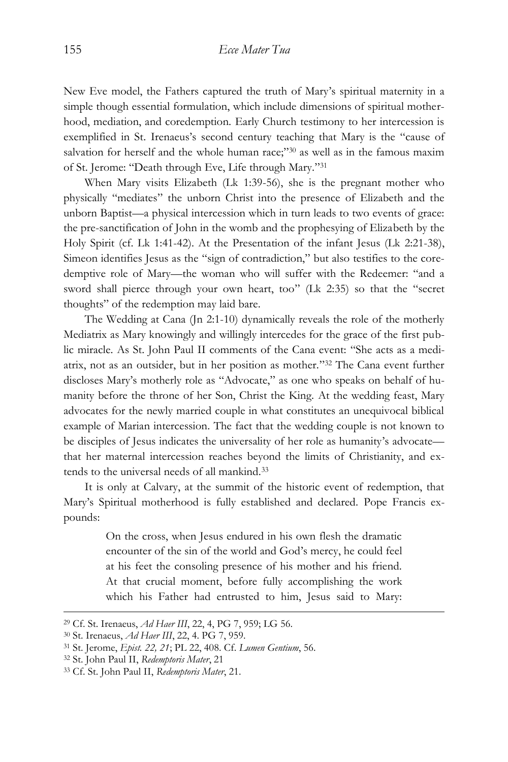New Eve model, the Fathers captured the truth of Mary's spiritual maternity in a simple though essential formulation, which include dimensions of spiritual motherhood, mediation, and coredemption. Early Church testimony to her intercession is exemplified in St. Irenaeus's second century teaching that Mary is the "cause of salvation for herself and the whole human race;"[30] as well as in the famous maxim of St. Jerome: "Death through Eve, Life through Mary."[31]

When Mary visits Elizabeth (Lk 1:39-56), she is the pregnant mother who physically "mediates" the unborn Christ into the presence of Elizabeth and the unborn Baptist—a physical intercession which in turn leads to two events of grace: the pre-sanctification of John in the womb and the prophesying of Elizabeth by the Holy Spirit (cf. Lk 1:41-42). At the Presentation of the infant Jesus (Lk 2:21-38), Simeon identifies Jesus as the "sign of contradiction," but also testifies to the coredemptive role of Mary—the woman who will suffer with the Redeemer: "and a sword shall pierce through your own heart, too" (Lk 2:35) so that the "secret thoughts" of the redemption may laid bare.

The Wedding at Cana (Jn 2:1-10) dynamically reveals the role of the motherly Mediatrix as Mary knowingly and willingly intercedes for the grace of the first public miracle. As St. John Paul II comments of the Cana event: "She acts as a mediatrix, not as an outsider, but in her position as mother."[32] The Cana event further discloses Mary's motherly role as "Advocate," as one who speaks on behalf of humanity before the throne of her Son, Christ the King. At the wedding feast, Mary advocates for the newly married couple in what constitutes an unequivocal biblical example of Marian intercession. The fact that the wedding couple is not known to be disciples of Jesus indicates the universality of her role as humanity's advocate—that her maternal intercession reaches beyond the limits of Christianity, and extends to the universal needs of all mankind.[33]

It is only at Calvary, at the summit of the historic event of redemption, that Mary's Spiritual motherhood is fully established and declared. Pope Francis expounds:

> On the cross, when Jesus endured in his own flesh the dramatic encounter of the sin of the world and God's mercy, he could feel at his feet the consoling presence of his mother and his friend. At that crucial moment, before fully accomplishing the work which his Father had entrusted to him, Jesus said to Mary:

---

[29] Cf. St. Irenaeus, *Ad Haer III*, 22, 4, PG 7, 959; LG 56.

[30] St. Irenaeus, *Ad Haer III*, 22, 4. PG 7, 959.

[31] St. Jerome, *Epist. 22, 21*; PL 22, 408. Cf. *Lumen Gentium*, 56.

[32] St. John Paul II, *Redemptoris Mater*, 21

[33] Cf. St. John Paul II, *Redemptoris Mater*, 21.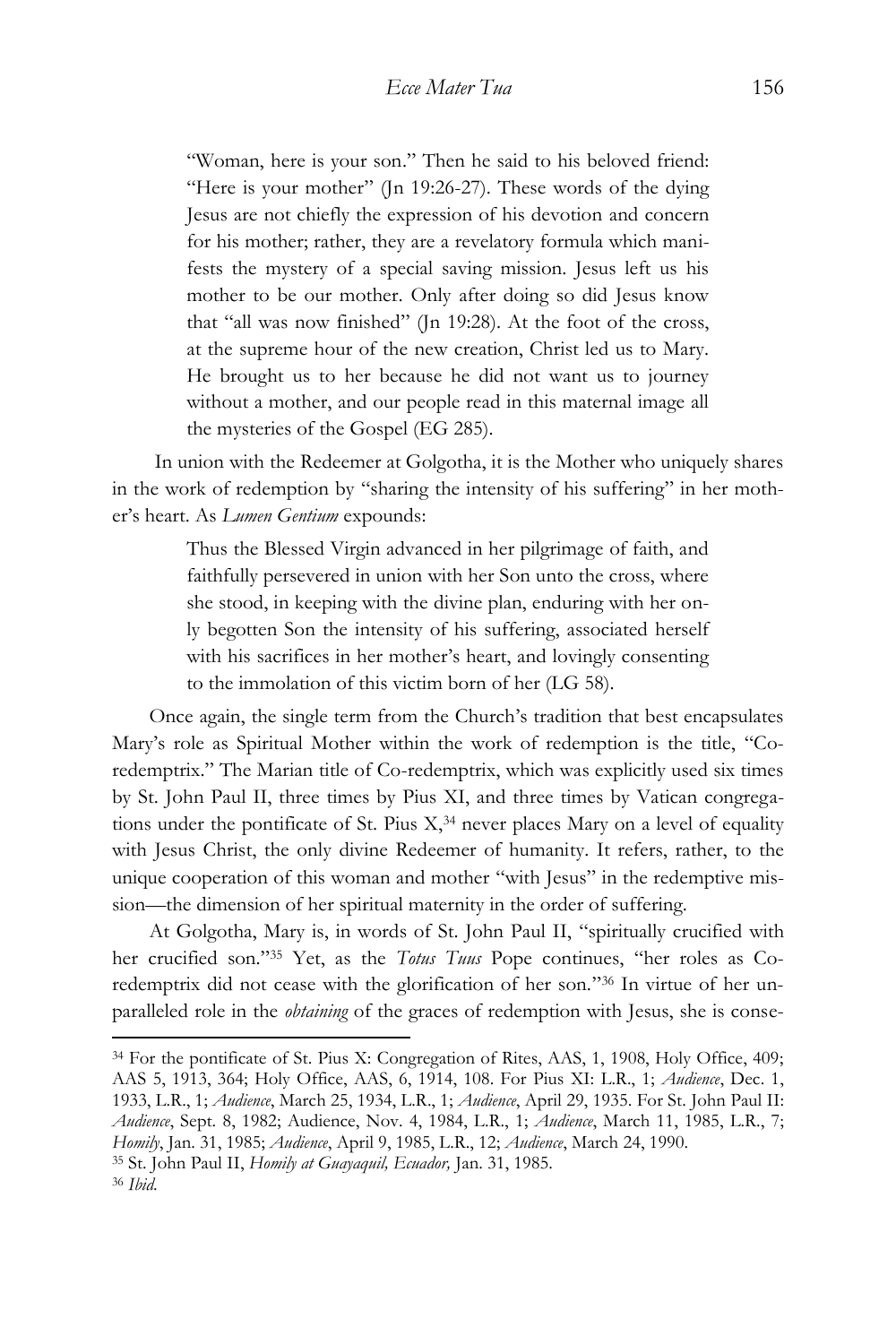> "Woman, here is your son." Then he said to his beloved friend: "Here is your mother" (Jn 19:26-27). These words of the dying Jesus are not chiefly the expression of his devotion and concern for his mother; rather, they are a revelatory formula which manifests the mystery of a special saving mission. Jesus left us his mother to be our mother. Only after doing so did Jesus know that "all was now finished" (Jn 19:28). At the foot of the cross, at the supreme hour of the new creation, Christ led us to Mary. He brought us to her because he did not want us to journey without a mother, and our people read in this maternal image all the mysteries of the Gospel (EG 285).

In union with the Redeemer at Golgotha, it is the Mother who uniquely shares in the work of redemption by "sharing the intensity of his suffering" in her mother's heart. As *Lumen Gentium* expounds:

> Thus the Blessed Virgin advanced in her pilgrimage of faith, and faithfully persevered in union with her Son unto the cross, where she stood, in keeping with the divine plan, enduring with her only begotten Son the intensity of his suffering, associated herself with his sacrifices in her mother's heart, and lovingly consenting to the immolation of this victim born of her (LG 58).

Once again, the single term from the Church's tradition that best encapsulates Mary's role as Spiritual Mother within the work of redemption is the title, "Co-redemptrix." The Marian title of Co-redemptrix, which was explicitly used six times by St. John Paul II, three times by Pius XI, and three times by Vatican congregations under the pontificate of St. Pius X,[34] never places Mary on a level of equality with Jesus Christ, the only divine Redeemer of humanity. It refers, rather, to the unique cooperation of this woman and mother "with Jesus" in the redemptive mission—the dimension of her spiritual maternity in the order of suffering.

At Golgotha, Mary is, in words of St. John Paul II, "spiritually crucified with her crucified son."[35] Yet, as the *Totus Tuus* Pope continues, "her roles as Co-redemptrix did not cease with the glorification of her son."[36] In virtue of her unparalleled role in the *obtaining* of the graces of redemption with Jesus, she is conse-

---

[34] For the pontificate of St. Pius X: Congregation of Rites, AAS, 1, 1908, Holy Office, 409; AAS 5, 1913, 364; Holy Office, AAS, 6, 1914, 108. For Pius XI: L.R., 1; *Audience*, Dec. 1, 1933, L.R., 1; *Audience*, March 25, 1934, L.R., 1; *Audience*, April 29, 1935. For St. John Paul II: *Audience*, Sept. 8, 1982; Audience, Nov. 4, 1984, L.R., 1; *Audience*, March 11, 1985, L.R., 7; *Homily*, Jan. 31, 1985; *Audience*, April 9, 1985, L.R., 12; *Audience*, March 24, 1990.

[35] St. John Paul II, *Homily at Guayaquil, Ecuador,* Jan. 31, 1985.

[36] *Ibid.*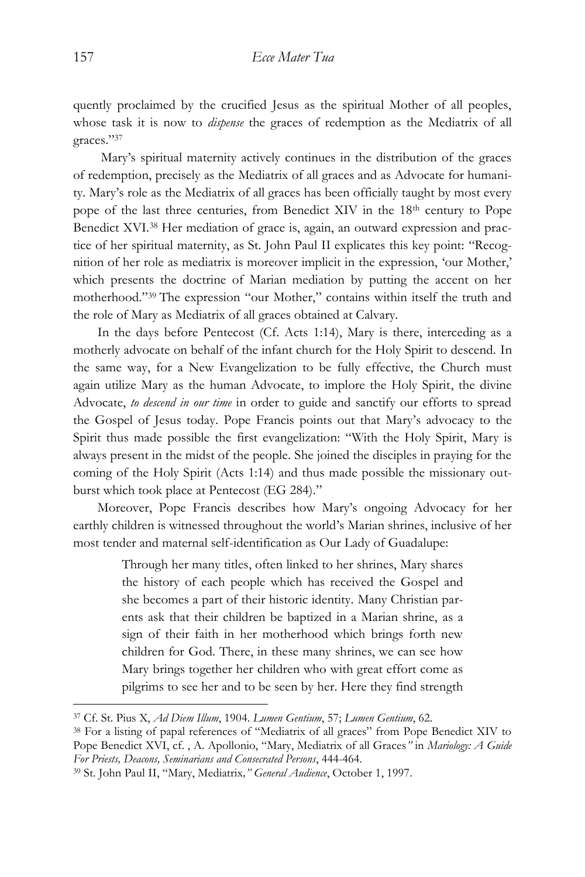quently proclaimed by the crucified Jesus as the spiritual Mother of all peoples, whose task it is now to *dispense* the graces of redemption as the Mediatrix of all graces."[37]

Mary's spiritual maternity actively continues in the distribution of the graces of redemption, precisely as the Mediatrix of all graces and as Advocate for humanity. Mary's role as the Mediatrix of all graces has been officially taught by most every pope of the last three centuries, from Benedict XIV in the 18th century to Pope Benedict XVI.[38] Her mediation of grace is, again, an outward expression and practice of her spiritual maternity, as St. John Paul II explicates this key point: "Recognition of her role as mediatrix is moreover implicit in the expression, 'our Mother,' which presents the doctrine of Marian mediation by putting the accent on her motherhood."[39] The expression "our Mother," contains within itself the truth and the role of Mary as Mediatrix of all graces obtained at Calvary.

In the days before Pentecost (Cf. Acts 1:14), Mary is there, interceding as a motherly advocate on behalf of the infant church for the Holy Spirit to descend. In the same way, for a New Evangelization to be fully effective, the Church must again utilize Mary as the human Advocate, to implore the Holy Spirit, the divine Advocate, *to descend in our time* in order to guide and sanctify our efforts to spread the Gospel of Jesus today. Pope Francis points out that Mary's advocacy to the Spirit thus made possible the first evangelization: "With the Holy Spirit, Mary is always present in the midst of the people. She joined the disciples in praying for the coming of the Holy Spirit (Acts 1:14) and thus made possible the missionary outburst which took place at Pentecost (EG 284)."

Moreover, Pope Francis describes how Mary's ongoing Advocacy for her earthly children is witnessed throughout the world's Marian shrines, inclusive of her most tender and maternal self-identification as Our Lady of Guadalupe:

> Through her many titles, often linked to her shrines, Mary shares the history of each people which has received the Gospel and she becomes a part of their historic identity. Many Christian parents ask that their children be baptized in a Marian shrine, as a sign of their faith in her motherhood which brings forth new children for God. There, in these many shrines, we can see how Mary brings together her children who with great effort come as pilgrims to see her and to be seen by her. Here they find strength

---

[37] Cf. St. Pius X, *Ad Diem Illum*, 1904. *Lumen Gentium*, 57; *Lumen Gentium*, 62.

[38] For a listing of papal references of "Mediatrix of all graces" from Pope Benedict XIV to Pope Benedict XVI, cf. , A. Apollonio, "Mary, Mediatrix of all Graces*"* in *Mariology: A Guide For Priests, Deacons, Seminarians and Consecrated Persons*, 444-464.

[39] St. John Paul II, "Mary, Mediatrix*," General Audience*, October 1, 1997.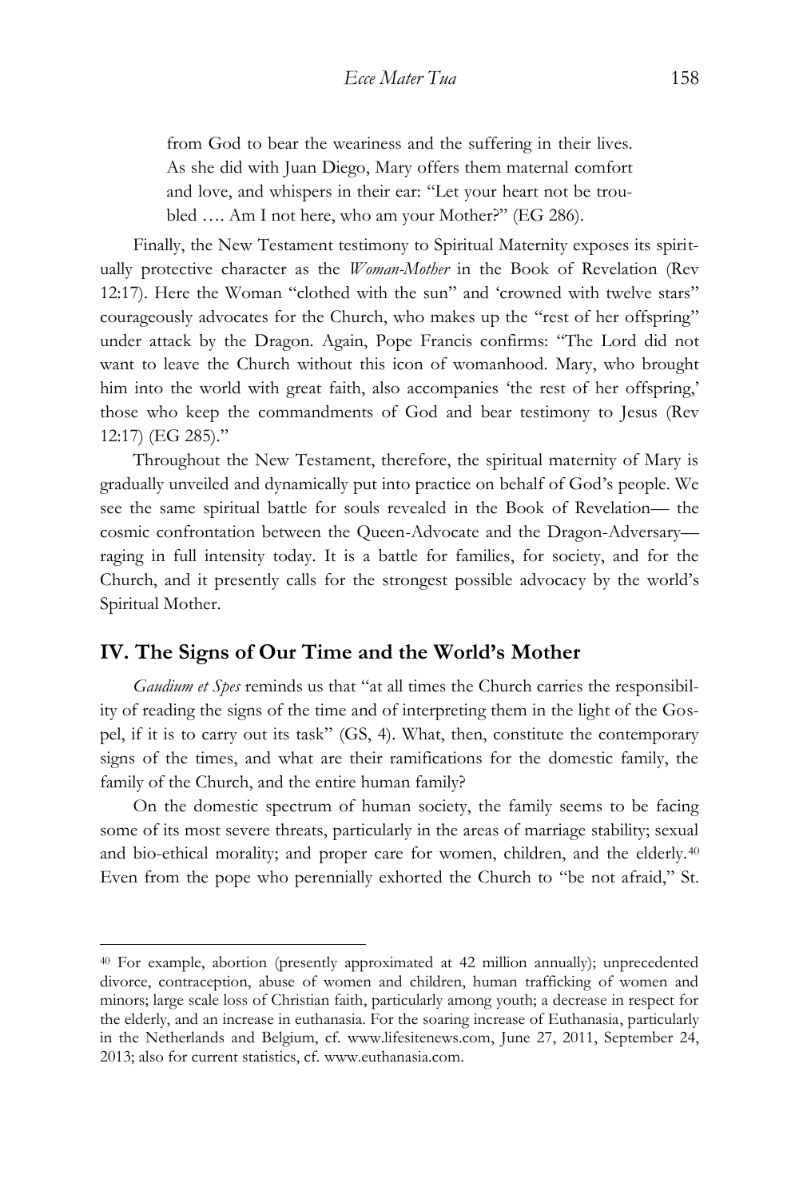> from God to bear the weariness and the suffering in their lives. As she did with Juan Diego, Mary offers them maternal comfort and love, and whispers in their ear: "Let your heart not be troubled …. Am I not here, who am your Mother?" (EG 286).

Finally, the New Testament testimony to Spiritual Maternity exposes its spiritually protective character as the *Woman-Mother* in the Book of Revelation (Rev 12:17). Here the Woman "clothed with the sun" and 'crowned with twelve stars" courageously advocates for the Church, who makes up the "rest of her offspring" under attack by the Dragon. Again, Pope Francis confirms: "The Lord did not want to leave the Church without this icon of womanhood. Mary, who brought him into the world with great faith, also accompanies 'the rest of her offspring,' those who keep the commandments of God and bear testimony to Jesus (Rev 12:17) (EG 285)."

Throughout the New Testament, therefore, the spiritual maternity of Mary is gradually unveiled and dynamically put into practice on behalf of God's people. We see the same spiritual battle for souls revealed in the Book of Revelation— the cosmic confrontation between the Queen-Advocate and the Dragon-Adversary— raging in full intensity today. It is a battle for families, for society, and for the Church, and it presently calls for the strongest possible advocacy by the world's Spiritual Mother.

## IV. The Signs of Our Time and the World's Mother

*Gaudium et Spes* reminds us that "at all times the Church carries the responsibility of reading the signs of the time and of interpreting them in the light of the Gospel, if it is to carry out its task" (GS, 4). What, then, constitute the contemporary signs of the times, and what are their ramifications for the domestic family, the family of the Church, and the entire human family?

On the domestic spectrum of human society, the family seems to be facing some of its most severe threats, particularly in the areas of marriage stability; sexual and bio-ethical morality; and proper care for women, children, and the elderly.[40] Even from the pope who perennially exhorted the Church to "be not afraid," St.

---

[40] For example, abortion (presently approximated at 42 million annually); unprecedented divorce, contraception, abuse of women and children, human trafficking of women and minors; large scale loss of Christian faith, particularly among youth; a decrease in respect for the elderly, and an increase in euthanasia. For the soaring increase of Euthanasia, particularly in the Netherlands and Belgium, cf. www.lifesitenews.com, June 27, 2011, September 24, 2013; also for current statistics, cf. www.euthanasia.com.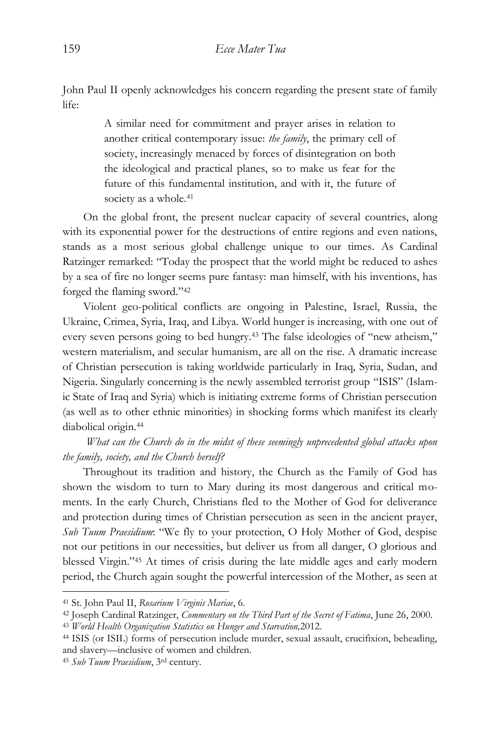John Paul II openly acknowledges his concern regarding the present state of family life:

> A similar need for commitment and prayer arises in relation to another critical contemporary issue: *the family*, the primary cell of society, increasingly menaced by forces of disintegration on both the ideological and practical planes, so to make us fear for the future of this fundamental institution, and with it, the future of society as a whole.[41]

On the global front, the present nuclear capacity of several countries, along with its exponential power for the destructions of entire regions and even nations, stands as a most serious global challenge unique to our times. As Cardinal Ratzinger remarked: "Today the prospect that the world might be reduced to ashes by a sea of fire no longer seems pure fantasy: man himself, with his inventions, has forged the flaming sword."[42]

Violent geo-political conflicts are ongoing in Palestine, Israel, Russia, the Ukraine, Crimea, Syria, Iraq, and Libya. World hunger is increasing, with one out of every seven persons going to bed hungry.[43] The false ideologies of "new atheism," western materialism, and secular humanism, are all on the rise. A dramatic increase of Christian persecution is taking worldwide particularly in Iraq, Syria, Sudan, and Nigeria. Singularly concerning is the newly assembled terrorist group "ISIS" (Islamic State of Iraq and Syria) which is initiating extreme forms of Christian persecution (as well as to other ethnic minorities) in shocking forms which manifest its clearly diabolical origin.[44]

*What can the Church do in the midst of these seemingly unprecedented global attacks upon the family, society, and the Church herself?*

Throughout its tradition and history, the Church as the Family of God has shown the wisdom to turn to Mary during its most dangerous and critical moments. In the early Church, Christians fled to the Mother of God for deliverance and protection during times of Christian persecution as seen in the ancient prayer, *Sub Tuum Praesidium*: "We fly to your protection, O Holy Mother of God, despise not our petitions in our necessities, but deliver us from all danger, O glorious and blessed Virgin."[45] At times of crisis during the late middle ages and early modern period, the Church again sought the powerful intercession of the Mother, as seen at

---

[41] St. John Paul II, *Rosarium Virginis Mariae*, 6.

[42] Joseph Cardinal Ratzinger, *Commentary on the Third Part of the Secret of Fatima*, June 26, 2000.

[43] *World Health Organization Statistics on Hunger and Starvation,* 2012.

[44] ISIS (or ISIL) forms of persecution include murder, sexual assault, crucifixion, beheading, and slavery—inclusive of women and children.

[45] *Sub Tuum Praesidium*, 3rd century.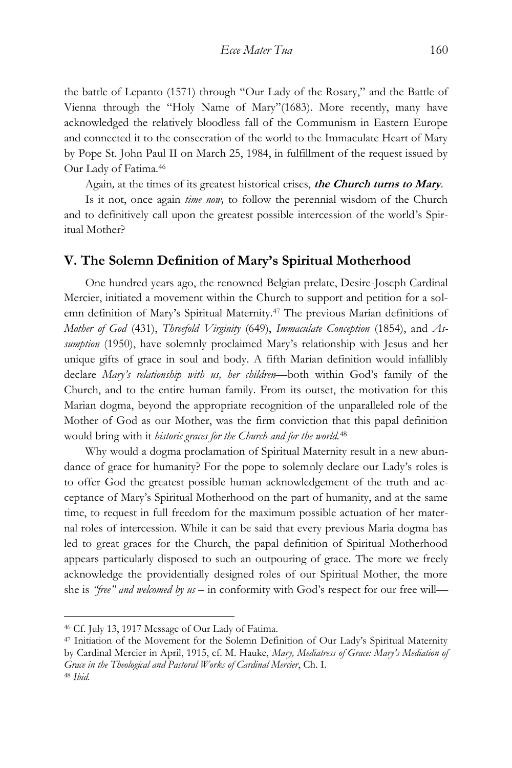the battle of Lepanto (1571) through "Our Lady of the Rosary," and the Battle of Vienna through the "Holy Name of Mary"(1683). More recently, many have acknowledged the relatively bloodless fall of the Communism in Eastern Europe and connected it to the consecration of the world to the Immaculate Heart of Mary by Pope St. John Paul II on March 25, 1984, in fulfillment of the request issued by Our Lady of Fatima.[46]

Again*,* at the times of its greatest historical crises, ***the Church turns to Mary***.

Is it not, once again *time now,* to follow the perennial wisdom of the Church and to definitively call upon the greatest possible intercession of the world's Spiritual Mother?

## V. The Solemn Definition of Mary's Spiritual Motherhood

One hundred years ago, the renowned Belgian prelate, Desire-Joseph Cardinal Mercier, initiated a movement within the Church to support and petition for a solemn definition of Mary's Spiritual Maternity.[47] The previous Marian definitions of *Mother of God* (431), *Threefold Virginity* (649), *Immaculate Conception* (1854), and *Assumption* (1950), have solemnly proclaimed Mary's relationship with Jesus and her unique gifts of grace in soul and body. A fifth Marian definition would infallibly declare *Mary's relationship with us, her children*—both within God's family of the Church, and to the entire human family. From its outset, the motivation for this Marian dogma, beyond the appropriate recognition of the unparalleled role of the Mother of God as our Mother, was the firm conviction that this papal definition would bring with it *historic graces for the Church and for the world.*[48]

Why would a dogma proclamation of Spiritual Maternity result in a new abundance of grace for humanity? For the pope to solemnly declare our Lady's roles is to offer God the greatest possible human acknowledgement of the truth and acceptance of Mary's Spiritual Motherhood on the part of humanity, and at the same time, to request in full freedom for the maximum possible actuation of her maternal roles of intercession. While it can be said that every previous Maria dogma has led to great graces for the Church, the papal definition of Spiritual Motherhood appears particularly disposed to such an outpouring of grace. The more we freely acknowledge the providentially designed roles of our Spiritual Mother, the more she is *"free" and welcomed by us* – in conformity with God's respect for our free will—

---

[46] Cf. July 13, 1917 Message of Our Lady of Fatima.

[47] Initiation of the Movement for the Solemn Definition of Our Lady's Spiritual Maternity by Cardinal Mercier in April, 1915, cf. M. Hauke, *Mary, Mediatress of Grace: Mary's Mediation of Grace in the Theological and Pastoral Works of Cardinal Mercier*, Ch. I.

[48] *Ibid.*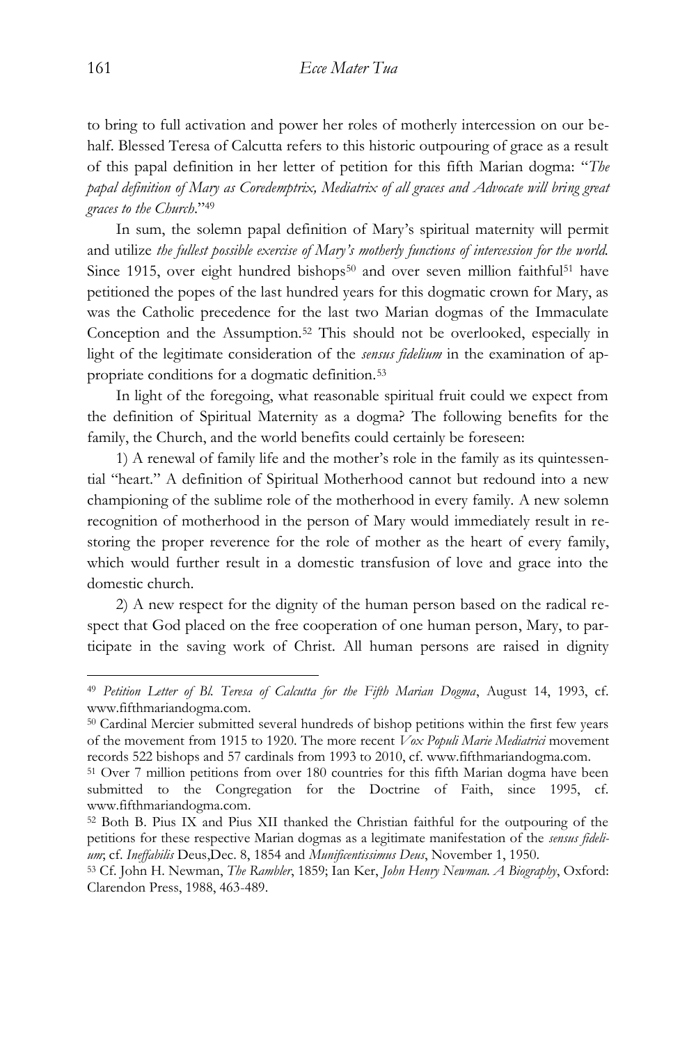to bring to full activation and power her roles of motherly intercession on our behalf. Blessed Teresa of Calcutta refers to this historic outpouring of grace as a result of this papal definition in her letter of petition for this fifth Marian dogma: "*The papal definition of Mary as Coredemptrix, Mediatrix of all graces and Advocate will bring great graces to the Church*."[49]

In sum, the solemn papal definition of Mary's spiritual maternity will permit and utilize *the fullest possible exercise of Mary's motherly functions of intercession for the world.* Since 1915, over eight hundred bishops[50] and over seven million faithful[51] have petitioned the popes of the last hundred years for this dogmatic crown for Mary, as was the Catholic precedence for the last two Marian dogmas of the Immaculate Conception and the Assumption.[52] This should not be overlooked, especially in light of the legitimate consideration of the *sensus fidelium* in the examination of appropriate conditions for a dogmatic definition.[53]

In light of the foregoing, what reasonable spiritual fruit could we expect from the definition of Spiritual Maternity as a dogma? The following benefits for the family, the Church, and the world benefits could certainly be foreseen:

1) A renewal of family life and the mother's role in the family as its quintessential "heart." A definition of Spiritual Motherhood cannot but redound into a new championing of the sublime role of the motherhood in every family. A new solemn recognition of motherhood in the person of Mary would immediately result in restoring the proper reverence for the role of mother as the heart of every family, which would further result in a domestic transfusion of love and grace into the domestic church.

2) A new respect for the dignity of the human person based on the radical respect that God placed on the free cooperation of one human person, Mary, to participate in the saving work of Christ. All human persons are raised in dignity

---

[49] *Petition Letter of Bl. Teresa of Calcutta for the Fifth Marian Dogma*, August 14, 1993, cf. www.fifthmariandogma.com.

[50] Cardinal Mercier submitted several hundreds of bishop petitions within the first few years of the movement from 1915 to 1920. The more recent *Vox Populi Marie Mediatrici* movement records 522 bishops and 57 cardinals from 1993 to 2010, cf. www.fifthmariandogma.com.

[51] Over 7 million petitions from over 180 countries for this fifth Marian dogma have been submitted to the Congregation for the Doctrine of Faith, since 1995, cf. www.fifthmariandogma.com.

[52] Both B. Pius IX and Pius XII thanked the Christian faithful for the outpouring of the petitions for these respective Marian dogmas as a legitimate manifestation of the *sensus fidelium*; cf. *Ineffabilis* Deus,Dec. 8, 1854 and *Munificentissimus Deus*, November 1, 1950.

[53] Cf. John H. Newman, *The Rambler*, 1859; Ian Ker, *John Henry Newman. A Biography*, Oxford: Clarendon Press, 1988, 463-489.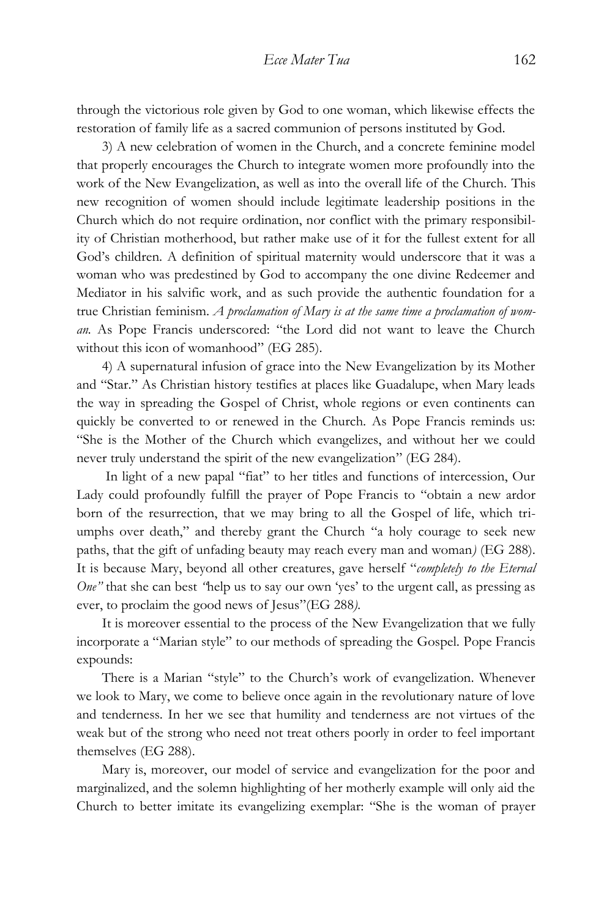through the victorious role given by God to one woman, which likewise effects the restoration of family life as a sacred communion of persons instituted by God.

3) A new celebration of women in the Church, and a concrete feminine model that properly encourages the Church to integrate women more profoundly into the work of the New Evangelization, as well as into the overall life of the Church. This new recognition of women should include legitimate leadership positions in the Church which do not require ordination, nor conflict with the primary responsibility of Christian motherhood, but rather make use of it for the fullest extent for all God's children. A definition of spiritual maternity would underscore that it was a woman who was predestined by God to accompany the one divine Redeemer and Mediator in his salvific work, and as such provide the authentic foundation for a true Christian feminism. *A proclamation of Mary is at the same time a proclamation of woman.* As Pope Francis underscored: "the Lord did not want to leave the Church without this icon of womanhood" (EG 285).

4) A supernatural infusion of grace into the New Evangelization by its Mother and "Star." As Christian history testifies at places like Guadalupe, when Mary leads the way in spreading the Gospel of Christ, whole regions or even continents can quickly be converted to or renewed in the Church. As Pope Francis reminds us: "She is the Mother of the Church which evangelizes, and without her we could never truly understand the spirit of the new evangelization" (EG 284).

In light of a new papal "fiat" to her titles and functions of intercession, Our Lady could profoundly fulfill the prayer of Pope Francis to "obtain a new ardor born of the resurrection, that we may bring to all the Gospel of life, which triumphs over death," and thereby grant the Church "a holy courage to seek new paths, that the gift of unfading beauty may reach every man and woman*)* (EG 288). It is because Mary, beyond all other creatures, gave herself "*completely to the Eternal One"* that she can best *"*help us to say our own 'yes' to the urgent call, as pressing as ever, to proclaim the good news of Jesus"(EG 288*).*

It is moreover essential to the process of the New Evangelization that we fully incorporate a "Marian style" to our methods of spreading the Gospel. Pope Francis expounds:

There is a Marian "style" to the Church's work of evangelization. Whenever we look to Mary, we come to believe once again in the revolutionary nature of love and tenderness. In her we see that humility and tenderness are not virtues of the weak but of the strong who need not treat others poorly in order to feel important themselves (EG 288).

Mary is, moreover, our model of service and evangelization for the poor and marginalized, and the solemn highlighting of her motherly example will only aid the Church to better imitate its evangelizing exemplar: "She is the woman of prayer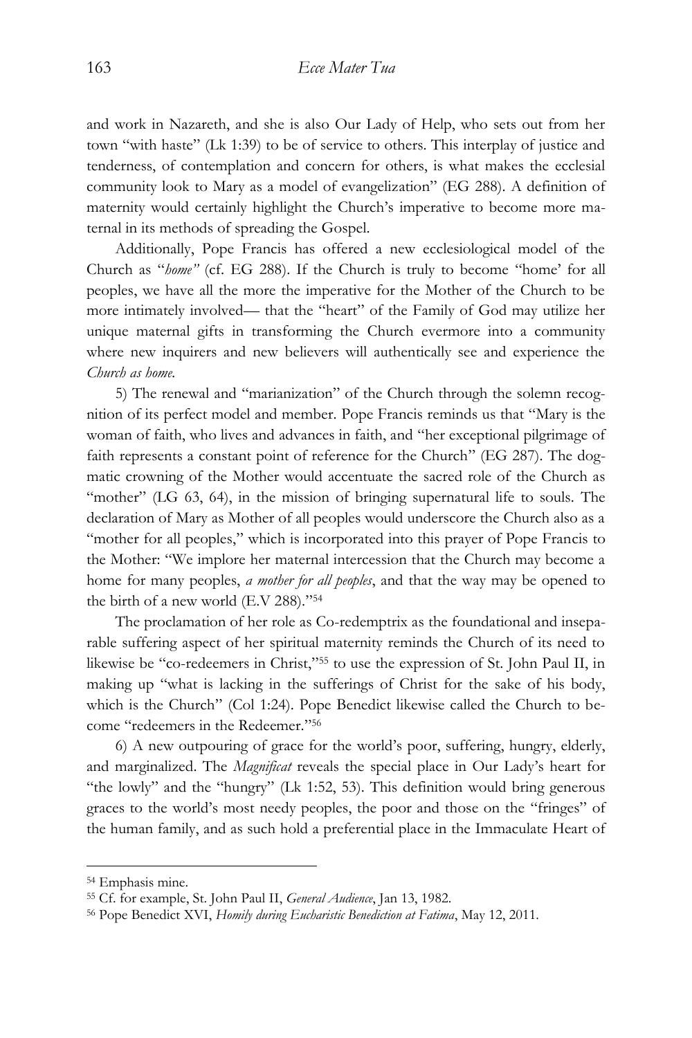and work in Nazareth, and she is also Our Lady of Help, who sets out from her town "with haste" (Lk 1:39) to be of service to others. This interplay of justice and tenderness, of contemplation and concern for others, is what makes the ecclesial community look to Mary as a model of evangelization" (EG 288). A definition of maternity would certainly highlight the Church's imperative to become more maternal in its methods of spreading the Gospel.

Additionally, Pope Francis has offered a new ecclesiological model of the Church as "*home"* (cf. EG 288). If the Church is truly to become "home' for all peoples, we have all the more the imperative for the Mother of the Church to be more intimately involved— that the "heart" of the Family of God may utilize her unique maternal gifts in transforming the Church evermore into a community where new inquirers and new believers will authentically see and experience the *Church as home.*

5) The renewal and "marianization" of the Church through the solemn recognition of its perfect model and member. Pope Francis reminds us that "Mary is the woman of faith, who lives and advances in faith, and "her exceptional pilgrimage of faith represents a constant point of reference for the Church" (EG 287). The dogmatic crowning of the Mother would accentuate the sacred role of the Church as "mother" (LG 63, 64), in the mission of bringing supernatural life to souls. The declaration of Mary as Mother of all peoples would underscore the Church also as a "mother for all peoples," which is incorporated into this prayer of Pope Francis to the Mother: "We implore her maternal intercession that the Church may become a home for many peoples, *a mother for all peoples*, and that the way may be opened to the birth of a new world (E.V 288)."[54]

The proclamation of her role as Co-redemptrix as the foundational and inseparable suffering aspect of her spiritual maternity reminds the Church of its need to likewise be "co-redeemers in Christ,"[55] to use the expression of St. John Paul II, in making up "what is lacking in the sufferings of Christ for the sake of his body, which is the Church" (Col 1:24). Pope Benedict likewise called the Church to become "redeemers in the Redeemer."[56]

6) A new outpouring of grace for the world's poor, suffering, hungry, elderly, and marginalized. The *Magnificat* reveals the special place in Our Lady's heart for "the lowly" and the "hungry" (Lk 1:52, 53). This definition would bring generous graces to the world's most needy peoples, the poor and those on the "fringes" of the human family, and as such hold a preferential place in the Immaculate Heart of

---

[54] Emphasis mine.

[55] Cf. for example, St. John Paul II, *General Audience*, Jan 13, 1982.

[56] Pope Benedict XVI, *Homily during Eucharistic Benediction at Fatima*, May 12, 2011.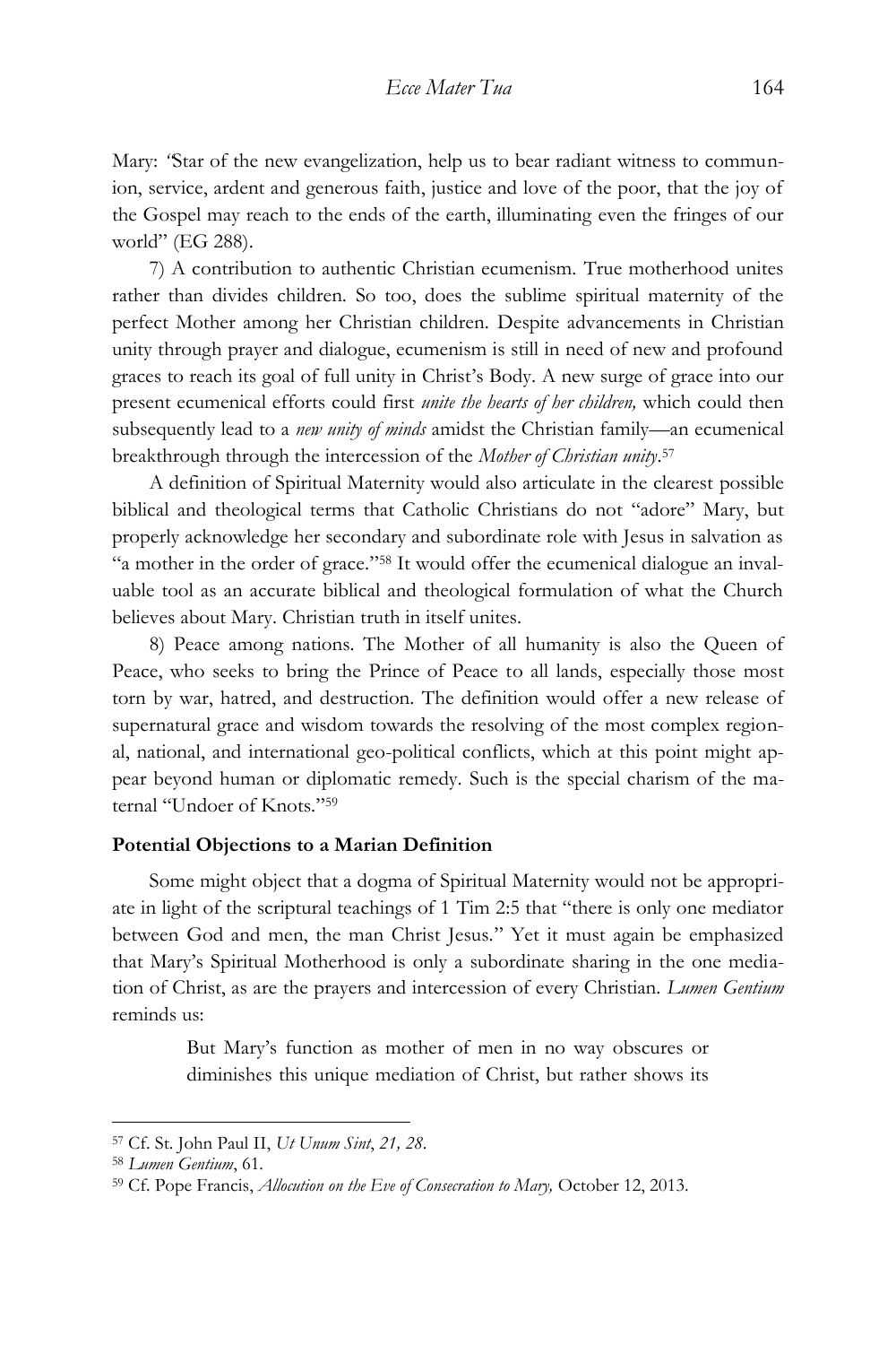Mary: "Star of the new evangelization, help us to bear radiant witness to communion, service, ardent and generous faith, justice and love of the poor, that the joy of the Gospel may reach to the ends of the earth, illuminating even the fringes of our world" (EG 288).

7) A contribution to authentic Christian ecumenism. True motherhood unites rather than divides children. So too, does the sublime spiritual maternity of the perfect Mother among her Christian children. Despite advancements in Christian unity through prayer and dialogue, ecumenism is still in need of new and profound graces to reach its goal of full unity in Christ's Body. A new surge of grace into our present ecumenical efforts could first *unite the hearts of her children,* which could then subsequently lead to a *new unity of minds* amidst the Christian family—an ecumenical breakthrough through the intercession of the *Mother of Christian unity*.[57]

A definition of Spiritual Maternity would also articulate in the clearest possible biblical and theological terms that Catholic Christians do not "adore" Mary, but properly acknowledge her secondary and subordinate role with Jesus in salvation as "a mother in the order of grace."[58] It would offer the ecumenical dialogue an invaluable tool as an accurate biblical and theological formulation of what the Church believes about Mary. Christian truth in itself unites.

8) Peace among nations. The Mother of all humanity is also the Queen of Peace, who seeks to bring the Prince of Peace to all lands, especially those most torn by war, hatred, and destruction. The definition would offer a new release of supernatural grace and wisdom towards the resolving of the most complex regional, national, and international geo-political conflicts, which at this point might appear beyond human or diplomatic remedy. Such is the special charism of the maternal "Undoer of Knots."[59]

**Potential Objections to a Marian Definition**

Some might object that a dogma of Spiritual Maternity would not be appropriate in light of the scriptural teachings of 1 Tim 2:5 that "there is only one mediator between God and men, the man Christ Jesus." Yet it must again be emphasized that Mary's Spiritual Motherhood is only a subordinate sharing in the one mediation of Christ, as are the prayers and intercession of every Christian. *Lumen Gentium* reminds us:

> But Mary's function as mother of men in no way obscures or diminishes this unique mediation of Christ, but rather shows its

---

[57] Cf. St. John Paul II, *Ut Unum Sint*, *21, 28*.

[58] *Lumen Gentium*, 61.

[59] Cf. Pope Francis, *Allocution on the Eve of Consecration to Mary,* October 12, 2013.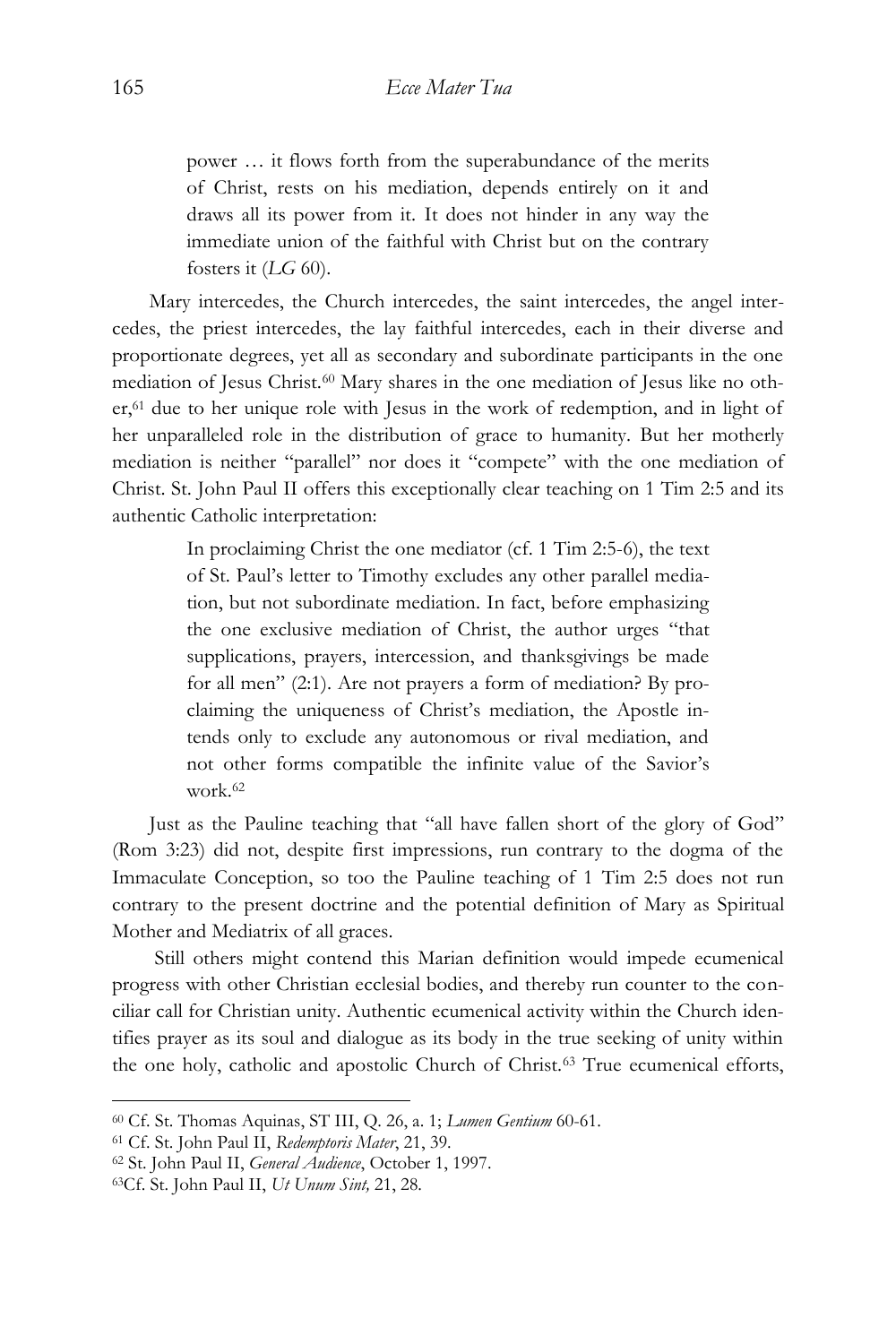> power … it flows forth from the superabundance of the merits of Christ, rests on his mediation, depends entirely on it and draws all its power from it. It does not hinder in any way the immediate union of the faithful with Christ but on the contrary fosters it (*LG* 60).

Mary intercedes, the Church intercedes, the saint intercedes, the angel intercedes, the priest intercedes, the lay faithful intercedes, each in their diverse and proportionate degrees, yet all as secondary and subordinate participants in the one mediation of Jesus Christ.[60] Mary shares in the one mediation of Jesus like no other,[61] due to her unique role with Jesus in the work of redemption, and in light of her unparalleled role in the distribution of grace to humanity. But her motherly mediation is neither "parallel" nor does it "compete" with the one mediation of Christ. St. John Paul II offers this exceptionally clear teaching on 1 Tim 2:5 and its authentic Catholic interpretation:

> In proclaiming Christ the one mediator (cf. 1 Tim 2:5-6), the text of St. Paul's letter to Timothy excludes any other parallel mediation, but not subordinate mediation. In fact, before emphasizing the one exclusive mediation of Christ, the author urges "that supplications, prayers, intercession, and thanksgivings be made for all men" (2:1). Are not prayers a form of mediation? By proclaiming the uniqueness of Christ's mediation, the Apostle intends only to exclude any autonomous or rival mediation, and not other forms compatible the infinite value of the Savior's work.[62]

Just as the Pauline teaching that "all have fallen short of the glory of God" (Rom 3:23) did not, despite first impressions, run contrary to the dogma of the Immaculate Conception, so too the Pauline teaching of 1 Tim 2:5 does not run contrary to the present doctrine and the potential definition of Mary as Spiritual Mother and Mediatrix of all graces.

Still others might contend this Marian definition would impede ecumenical progress with other Christian ecclesial bodies, and thereby run counter to the conciliar call for Christian unity. Authentic ecumenical activity within the Church identifies prayer as its soul and dialogue as its body in the true seeking of unity within the one holy, catholic and apostolic Church of Christ.[63] True ecumenical efforts,

---

[60] Cf. St. Thomas Aquinas, ST III, Q. 26, a. 1; *Lumen Gentium* 60-61.

[61] Cf. St. John Paul II, *Redemptoris Mater*, 21, 39.

[62] St. John Paul II, *General Audience*, October 1, 1997.

[63] Cf. St. John Paul II, *Ut Unum Sint,* 21, 28.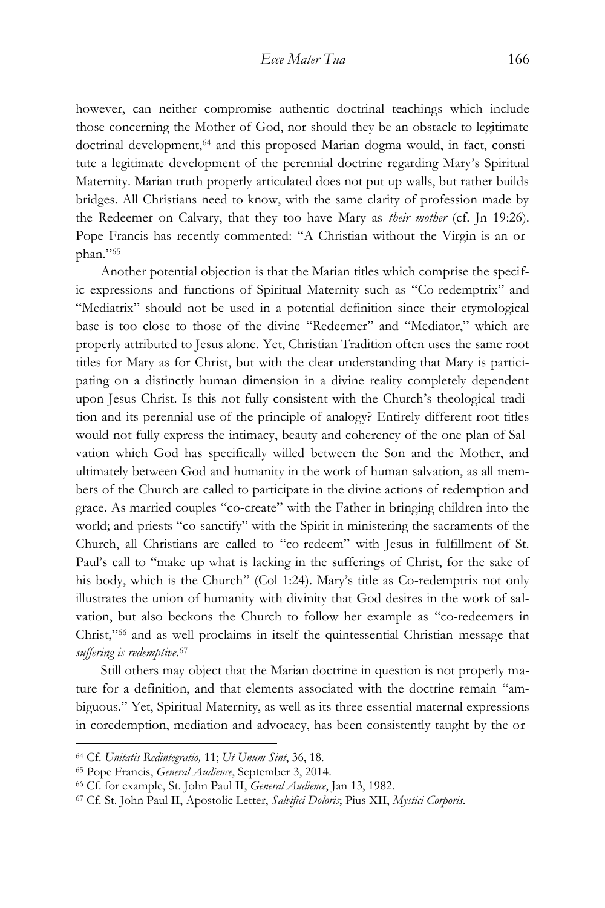however, can neither compromise authentic doctrinal teachings which include those concerning the Mother of God, nor should they be an obstacle to legitimate doctrinal development,[64] and this proposed Marian dogma would, in fact, constitute a legitimate development of the perennial doctrine regarding Mary's Spiritual Maternity. Marian truth properly articulated does not put up walls, but rather builds bridges. All Christians need to know, with the same clarity of profession made by the Redeemer on Calvary, that they too have Mary as *their mother* (cf. Jn 19:26). Pope Francis has recently commented: "A Christian without the Virgin is an orphan."[65]

Another potential objection is that the Marian titles which comprise the specific expressions and functions of Spiritual Maternity such as "Co-redemptrix" and "Mediatrix" should not be used in a potential definition since their etymological base is too close to those of the divine "Redeemer" and "Mediator," which are properly attributed to Jesus alone. Yet, Christian Tradition often uses the same root titles for Mary as for Christ, but with the clear understanding that Mary is participating on a distinctly human dimension in a divine reality completely dependent upon Jesus Christ. Is this not fully consistent with the Church's theological tradition and its perennial use of the principle of analogy? Entirely different root titles would not fully express the intimacy, beauty and coherency of the one plan of Salvation which God has specifically willed between the Son and the Mother, and ultimately between God and humanity in the work of human salvation, as all members of the Church are called to participate in the divine actions of redemption and grace. As married couples "co-create" with the Father in bringing children into the world; and priests "co-sanctify" with the Spirit in ministering the sacraments of the Church, all Christians are called to "co-redeem" with Jesus in fulfillment of St. Paul's call to "make up what is lacking in the sufferings of Christ, for the sake of his body, which is the Church" (Col 1:24). Mary's title as Co-redemptrix not only illustrates the union of humanity with divinity that God desires in the work of salvation, but also beckons the Church to follow her example as "co-redeemers in Christ,"[66] and as well proclaims in itself the quintessential Christian message that *suffering is redemptive*.[67]

Still others may object that the Marian doctrine in question is not properly mature for a definition, and that elements associated with the doctrine remain "ambiguous." Yet, Spiritual Maternity, as well as its three essential maternal expressions in coredemption, mediation and advocacy, has been consistently taught by the or-

---

[64] Cf. *Unitatis Redintegratio,* 11; *Ut Unum Sint*, 36, 18.

[65] Pope Francis, *General Audience*, September 3, 2014.

[66] Cf. for example, St. John Paul II, *General Audience*, Jan 13, 1982.

[67] Cf. St. John Paul II, Apostolic Letter, *Salvifici Doloris*; Pius XII, *Mystici Corporis*.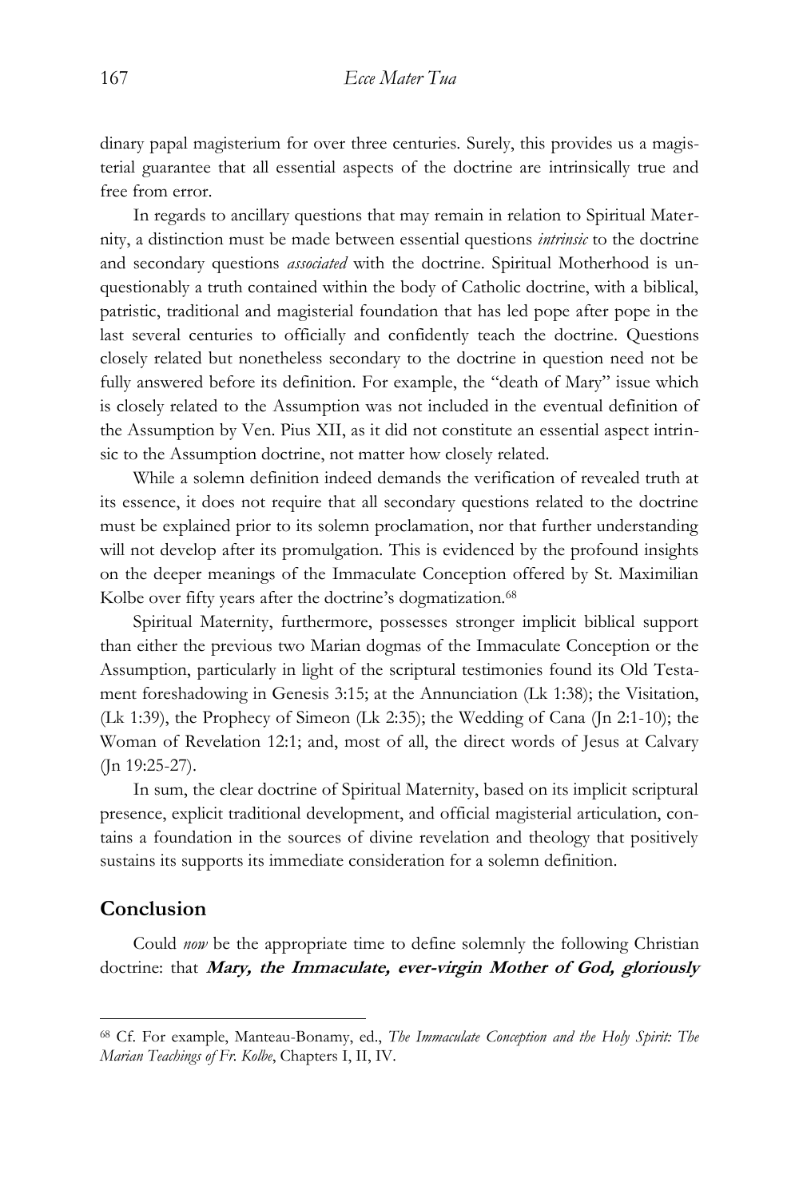dinary papal magisterium for over three centuries. Surely, this provides us a magisterial guarantee that all essential aspects of the doctrine are intrinsically true and free from error.

In regards to ancillary questions that may remain in relation to Spiritual Maternity, a distinction must be made between essential questions *intrinsic* to the doctrine and secondary questions *associated* with the doctrine. Spiritual Motherhood is unquestionably a truth contained within the body of Catholic doctrine, with a biblical, patristic, traditional and magisterial foundation that has led pope after pope in the last several centuries to officially and confidently teach the doctrine. Questions closely related but nonetheless secondary to the doctrine in question need not be fully answered before its definition. For example, the "death of Mary" issue which is closely related to the Assumption was not included in the eventual definition of the Assumption by Ven. Pius XII, as it did not constitute an essential aspect intrinsic to the Assumption doctrine, not matter how closely related.

While a solemn definition indeed demands the verification of revealed truth at its essence, it does not require that all secondary questions related to the doctrine must be explained prior to its solemn proclamation, nor that further understanding will not develop after its promulgation. This is evidenced by the profound insights on the deeper meanings of the Immaculate Conception offered by St. Maximilian Kolbe over fifty years after the doctrine's dogmatization.[68]

Spiritual Maternity, furthermore, possesses stronger implicit biblical support than either the previous two Marian dogmas of the Immaculate Conception or the Assumption, particularly in light of the scriptural testimonies found its Old Testament foreshadowing in Genesis 3:15; at the Annunciation (Lk 1:38); the Visitation, (Lk 1:39), the Prophecy of Simeon (Lk 2:35); the Wedding of Cana (Jn 2:1-10); the Woman of Revelation 12:1; and, most of all, the direct words of Jesus at Calvary (Jn 19:25-27).

In sum, the clear doctrine of Spiritual Maternity, based on its implicit scriptural presence, explicit traditional development, and official magisterial articulation, contains a foundation in the sources of divine revelation and theology that positively sustains its supports its immediate consideration for a solemn definition.

## Conclusion

Could *now* be the appropriate time to define solemnly the following Christian doctrine: that ***Mary, the Immaculate, ever-virgin Mother of God, gloriously***

---

[68] Cf. For example, Manteau-Bonamy, ed., *The Immaculate Conception and the Holy Spirit: The Marian Teachings of Fr. Kolbe*, Chapters I, II, IV.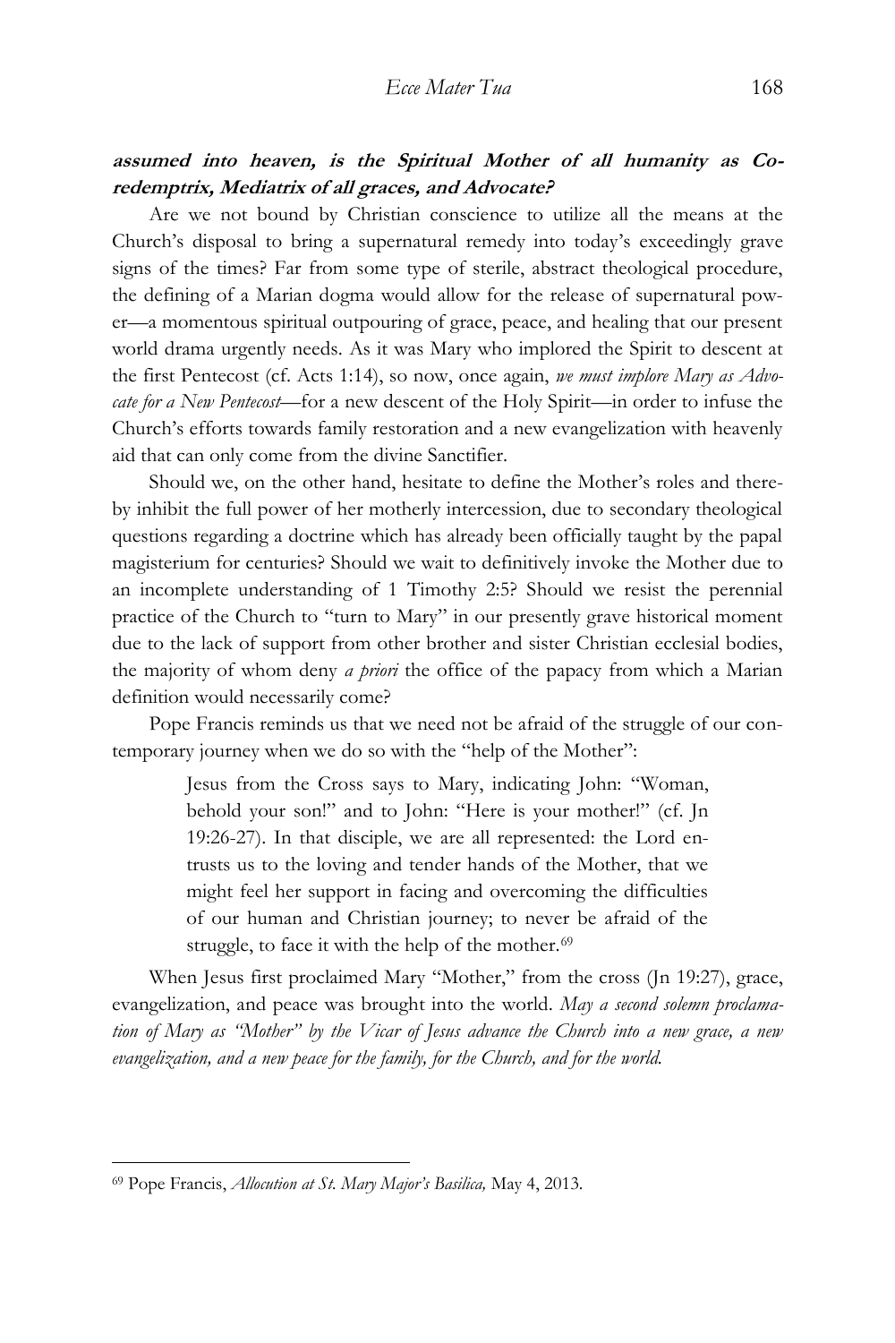***assumed into heaven, is the Spiritual Mother of all humanity as Co-redemptrix, Mediatrix of all graces, and Advocate?***

Are we not bound by Christian conscience to utilize all the means at the Church's disposal to bring a supernatural remedy into today's exceedingly grave signs of the times? Far from some type of sterile, abstract theological procedure, the defining of a Marian dogma would allow for the release of supernatural power—a momentous spiritual outpouring of grace, peace, and healing that our present world drama urgently needs. As it was Mary who implored the Spirit to descent at the first Pentecost (cf. Acts 1:14), so now, once again, *we must implore Mary as Advocate for a New Pentecost*—for a new descent of the Holy Spirit—in order to infuse the Church's efforts towards family restoration and a new evangelization with heavenly aid that can only come from the divine Sanctifier.

Should we, on the other hand, hesitate to define the Mother's roles and thereby inhibit the full power of her motherly intercession, due to secondary theological questions regarding a doctrine which has already been officially taught by the papal magisterium for centuries? Should we wait to definitively invoke the Mother due to an incomplete understanding of 1 Timothy 2:5? Should we resist the perennial practice of the Church to "turn to Mary" in our presently grave historical moment due to the lack of support from other brother and sister Christian ecclesial bodies, the majority of whom deny *a priori* the office of the papacy from which a Marian definition would necessarily come?

Pope Francis reminds us that we need not be afraid of the struggle of our contemporary journey when we do so with the "help of the Mother":

> Jesus from the Cross says to Mary, indicating John: "Woman, behold your son!" and to John: "Here is your mother!" (cf. Jn 19:26-27). In that disciple, we are all represented: the Lord entrusts us to the loving and tender hands of the Mother, that we might feel her support in facing and overcoming the difficulties of our human and Christian journey; to never be afraid of the struggle, to face it with the help of the mother.[69]

When Jesus first proclaimed Mary "Mother," from the cross (Jn 19:27), grace, evangelization, and peace was brought into the world. *May a second solemn proclamation of Mary as "Mother" by the Vicar of Jesus advance the Church into a new grace, a new evangelization, and a new peace for the family, for the Church, and for the world.*

---

[69] Pope Francis, *Allocution at St. Mary Major's Basilica,* May 4, 2013.